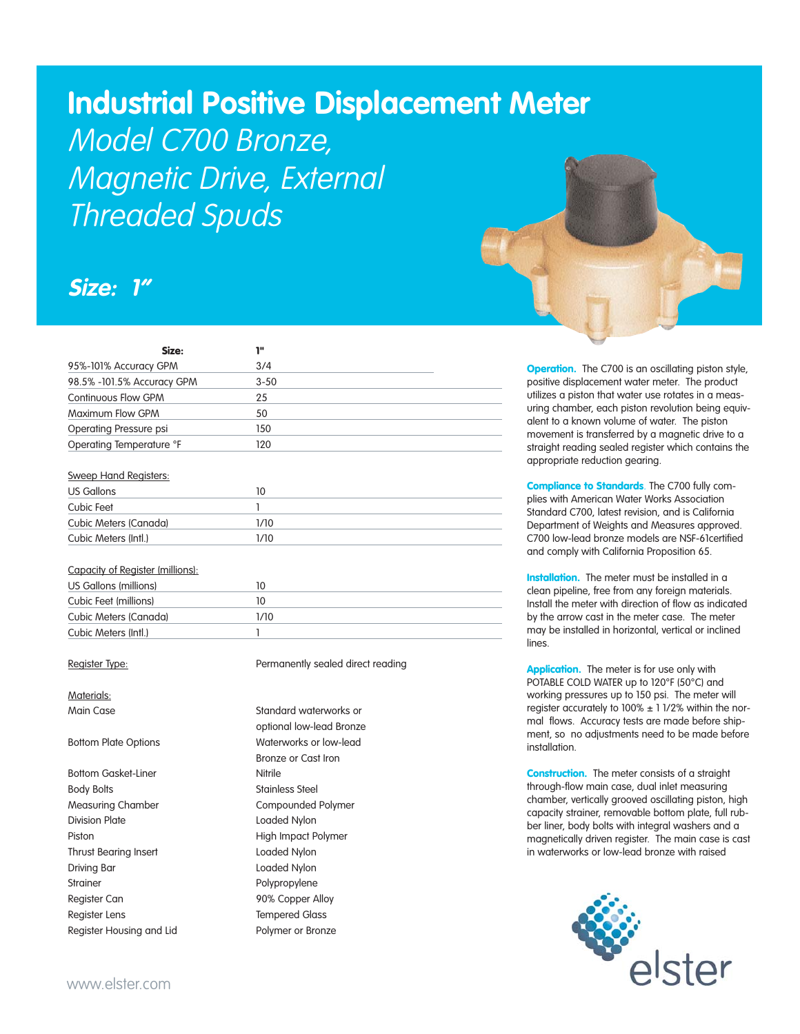# Industrial Positive Displacement Meter

*Model C700 Bronze, Magnetic Drive, External Threaded Spuds*

## *Size: 1"*

| Size: | 1" |
|---|---|
| 95%-101% Accuracy GPM | 3/4 |
| 98.5% -101.5% Accuracy GPM | 3-50 |
| Continuous Flow GPM | 25 |
| Maximum Flow GPM | 50 |
| Operating Pressure psi | 150 |
| Operating Temperature °F | 120 |

| Sweep Hand Registers: | |
|---|---|
| US Gallons | 10 |
| Cubic Feet | 1 |
| Cubic Meters (Canada) | 1/10 |
| Cubic Meters (Intl.) | 1/10 |

| Capacity of Register (millions): | |
|---|---|
| US Gallons (millions) | 10 |
| Cubic Feet (millions) | 10 |
| Cubic Meters (Canada) | 1/10 |
| Cubic Meters (Intl.) | 1 |

Register Type: Permanently sealed direct reading

| Materials: | |
|---|---|
| Main Case | Standard waterworks or optional low-lead Bronze |
| Bottom Plate Options | Waterworks or low-lead Bronze or Cast Iron |
| Bottom Gasket-Liner | Nitrile |
| Body Bolts | Stainless Steel |
| Measuring Chamber | Compounded Polymer |
| Division Plate | Loaded Nylon |
| Piston | High Impact Polymer |
| Thrust Bearing Insert | Loaded Nylon |
| Driving Bar | Loaded Nylon |
| Strainer | Polypropylene |
| Register Can | 90% Copper Alloy |
| Register Lens | Tempered Glass |
| Register Housing and Lid | Polymer or Bronze |

**Operation.** The C700 is an oscillating piston style, positive displacement water meter. The product utilizes a piston that water use rotates in a measuring chamber, each piston revolution being equivalent to a known volume of water. The piston movement is transferred by a magnetic drive to a straight reading sealed register which contains the appropriate reduction gearing.

**Compliance to Standards**. The C700 fully complies with American Water Works Association Standard C700, latest revision, and is California Department of Weights and Measures approved. C700 low-lead bronze models are NSF-61certified and comply with California Proposition 65.

**Installation.** The meter must be installed in a clean pipeline, free from any foreign materials. Install the meter with direction of flow as indicated by the arrow cast in the meter case. The meter may be installed in horizontal, vertical or inclined lines.

**Application.** The meter is for use only with POTABLE COLD WATER up to 120°F (50°C) and working pressures up to 150 psi. The meter will register accurately to 100% ± 1 1/2% within the normal flows. Accuracy tests are made before shipment, so no adjustments need to be made before installation.

**Construction.** The meter consists of a straight through-flow main case, dual inlet measuring chamber, vertically grooved oscillating piston, high capacity strainer, removable bottom plate, full rubber liner, body bolts with integral washers and a magnetically driven register. The main case is cast in waterworks or low-lead bronze with raised

elster

www.elster.com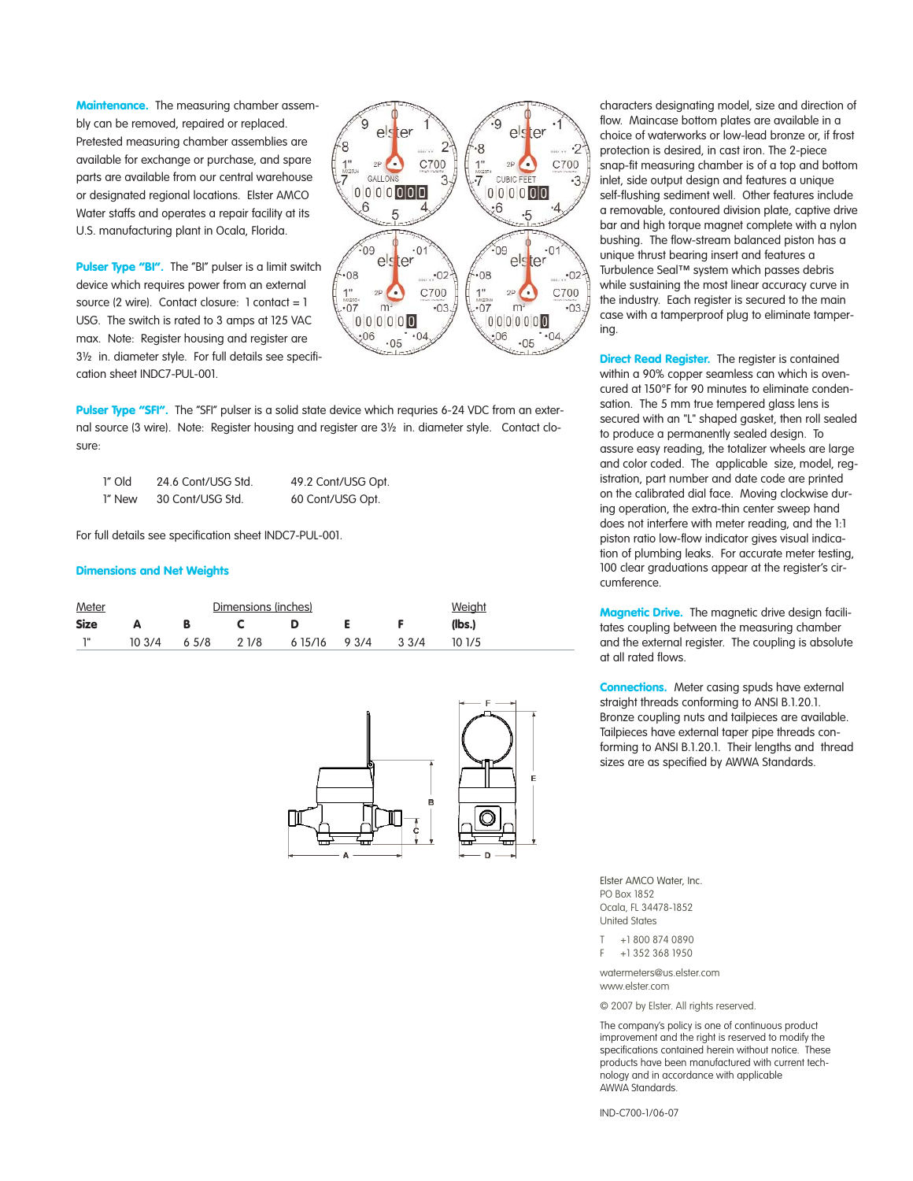**Maintenance.** The measuring chamber assembly can be removed, repaired or replaced. Pretested measuring chamber assemblies are available for exchange or purchase, and spare parts are available from our central warehouse or designated regional locations. Elster AMCO Water staffs and operates a repair facility at its U.S. manufacturing plant in Ocala, Florida.

**Pulser Type "BI".** The "BI" pulser is a limit switch device which requires power from an external source (2 wire). Contact closure: 1 contact = 1 USG. The switch is rated to 3 amps at 125 VAC max. Note: Register housing and register are 3½ in. diameter style. For full details see specification sheet INDC7-PUL-001.

**Pulser Type "SFI".** The "SFI" pulser is a solid state device which requries 6-24 VDC from an external source (3 wire). Note: Register housing and register are 3½ in. diameter style. Contact closure:

| | | |
|---|---|---|
| 1" Old | 24.6 Cont/USG Std. | 49.2 Cont/USG Opt. |
| 1" New | 30 Cont/USG Std. | 60 Cont/USG Opt. |

For full details see specification sheet INDC7-PUL-001.

### Dimensions and Net Weights

| Meter | Dimensions (inches) | | | | | | Weight |
|---|---|---|---|---|---|---|---|
| **Size** | **A** | **B** | **C** | **D** | **E** | **F** | **(lbs.)** |
| 1" | 10 3/4 | 6 5/8 | 2 1/8 | 6 15/16 | 9 3/4 | 3 3/4 | 10 1/5 |

characters designating model, size and direction of flow. Maincase bottom plates are available in a choice of waterworks or low-lead bronze or, if frost protection is desired, in cast iron. The 2-piece snap-fit measuring chamber is of a top and bottom inlet, side output design and features a unique self-flushing sediment well. Other features include a removable, contoured division plate, captive drive bar and high torque magnet complete with a nylon bushing. The flow-stream balanced piston has a unique thrust bearing insert and features a Turbulence Seal™ system which passes debris while sustaining the most linear accuracy curve in the industry. Each register is secured to the main case with a tamperproof plug to eliminate tampering.

**Direct Read Register.** The register is contained within a 90% copper seamless can which is oven-cured at 150°F for 90 minutes to eliminate condensation. The 5 mm true tempered glass lens is secured with an "L" shaped gasket, then roll sealed to produce a permanently sealed design. To assure easy reading, the totalizer wheels are large and color coded. The applicable size, model, registration, part number and date code are printed on the calibrated dial face. Moving clockwise during operation, the extra-thin center sweep hand does not interfere with meter reading, and the 1:1 piston ratio low-flow indicator gives visual indication of plumbing leaks. For accurate meter testing, 100 clear graduations appear at the register's circumference.

**Magnetic Drive.** The magnetic drive design facilitates coupling between the measuring chamber and the external register. The coupling is absolute at all rated flows.

**Connections.** Meter casing spuds have external straight threads conforming to ANSI B.1.20.1. Bronze coupling nuts and tailpieces are available. Tailpieces have external taper pipe threads conforming to ANSI B.1.20.1. Their lengths and thread sizes are as specified by AWWA Standards.

Elster AMCO Water, Inc.
PO Box 1852
Ocala, FL 34478-1852
United States

T +1 800 874 0890
F +1 352 368 1950

watermeters@us.elster.com
www.elster.com

© 2007 by Elster. All rights reserved.

The company's policy is one of continuous product improvement and the right is reserved to modify the specifications contained herein without notice. These products have been manufactured with current technology and in accordance with applicable AWWA Standards.

IND-C700-1/06-07